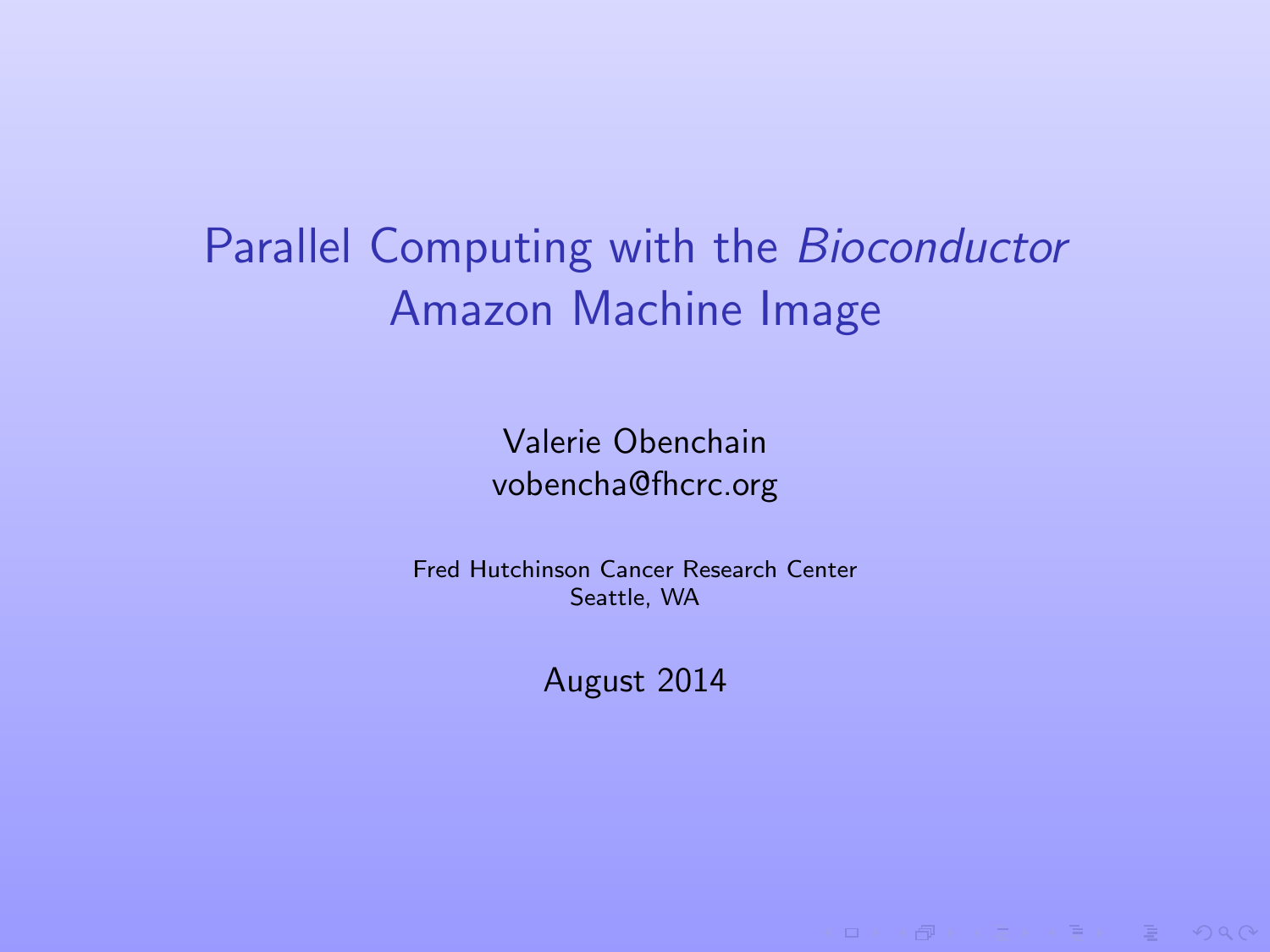# Parallel Computing with the *Bioconductor* Amazon Machine Image

Valerie Obenchain
vobencha@fhcrc.org

Fred Hutchinson Cancer Research Center
Seattle, WA

August 2014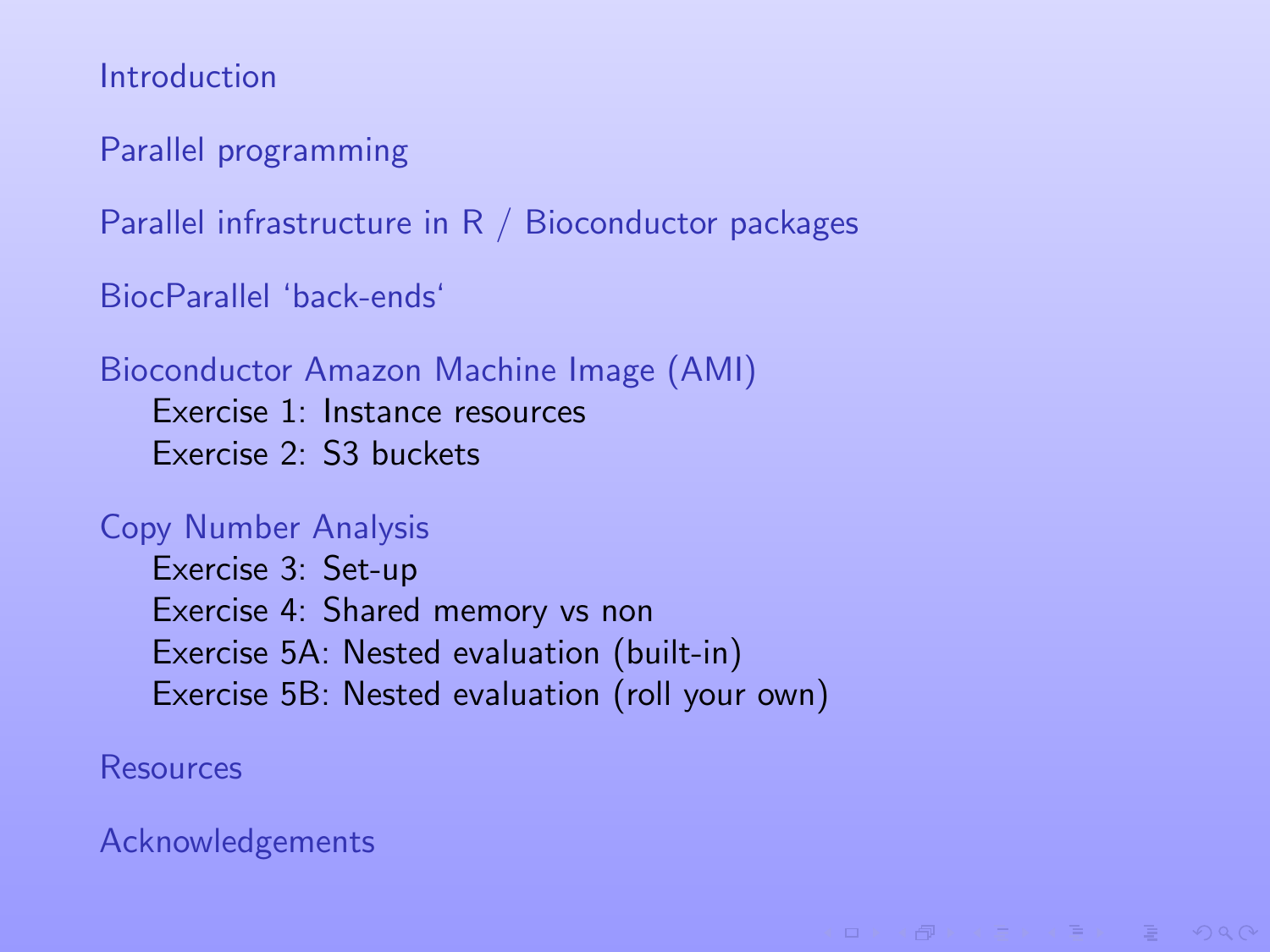- Introduction
- Parallel programming
- Parallel infrastructure in R / Bioconductor packages
- BiocParallel 'back-ends'
- Bioconductor Amazon Machine Image (AMI)
  - Exercise 1: Instance resources
  - Exercise 2: S3 buckets
- Copy Number Analysis
  - Exercise 3: Set-up
  - Exercise 4: Shared memory vs non
  - Exercise 5A: Nested evaluation (built-in)
  - Exercise 5B: Nested evaluation (roll your own)
- Resources
- Acknowledgements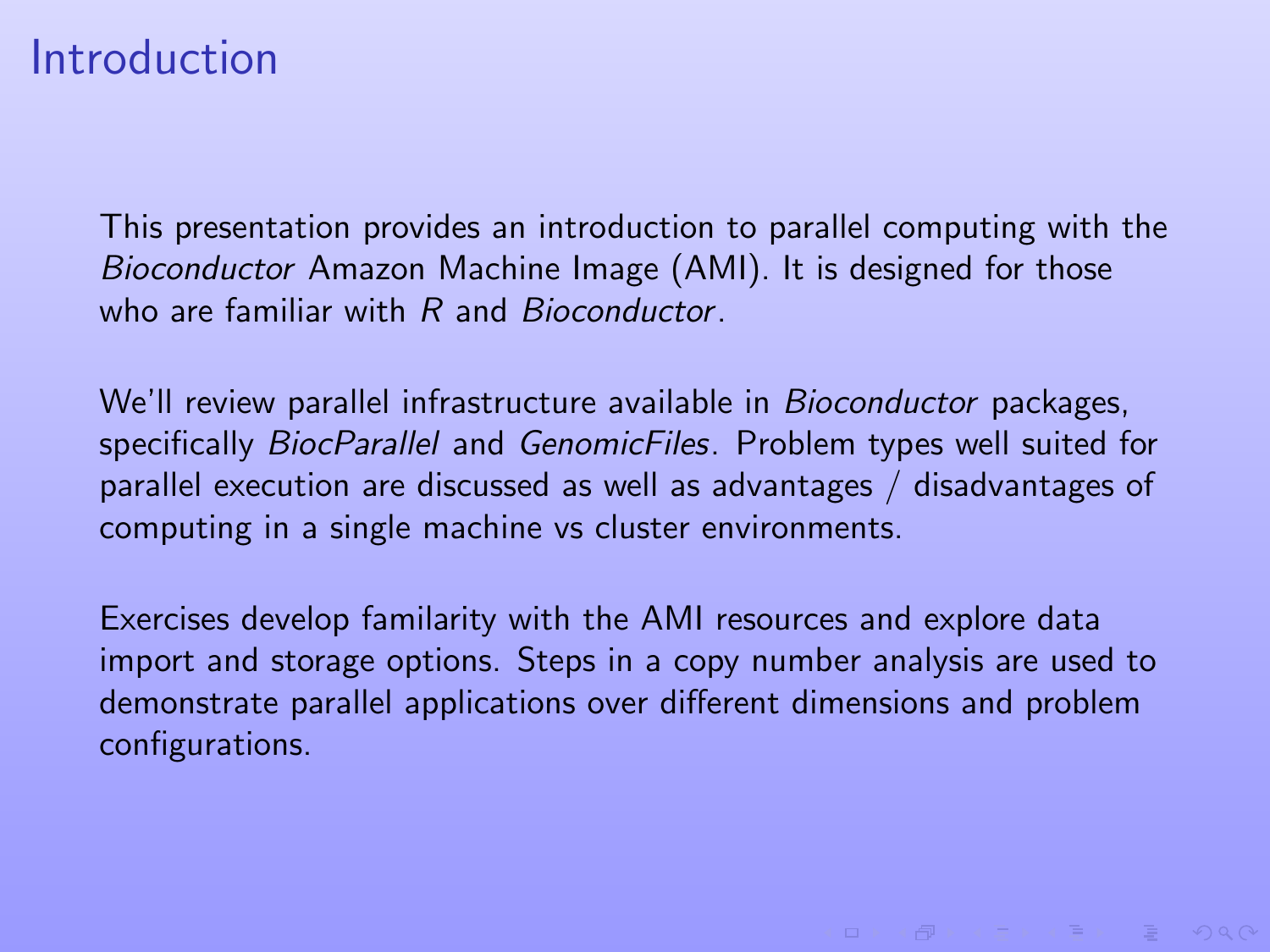# Introduction

This presentation provides an introduction to parallel computing with the *Bioconductor* Amazon Machine Image (AMI). It is designed for those who are familiar with *R* and *Bioconductor*.

We'll review parallel infrastructure available in *Bioconductor* packages, specifically *BiocParallel* and *GenomicFiles*. Problem types well suited for parallel execution are discussed as well as advantages / disadvantages of computing in a single machine vs cluster environments.

Exercises develop familarity with the AMI resources and explore data import and storage options. Steps in a copy number analysis are used to demonstrate parallel applications over different dimensions and problem configurations.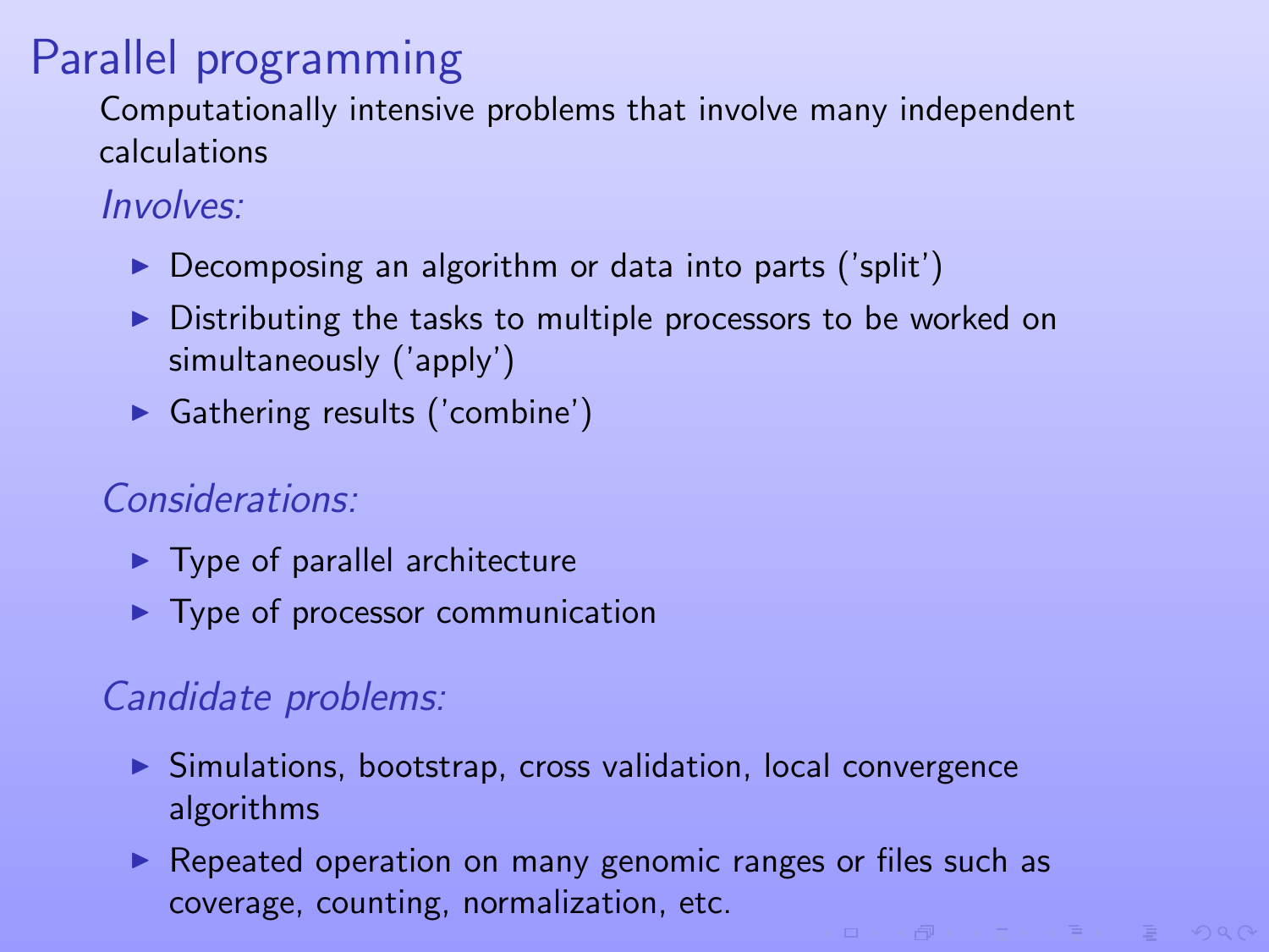# Parallel programming

Computationally intensive problems that involve many independent calculations

*Involves:*

- Decomposing an algorithm or data into parts ('split')
- Distributing the tasks to multiple processors to be worked on simultaneously ('apply')
- Gathering results ('combine')

*Considerations:*

- Type of parallel architecture
- Type of processor communication

*Candidate problems:*

- Simulations, bootstrap, cross validation, local convergence algorithms
- Repeated operation on many genomic ranges or files such as coverage, counting, normalization, etc.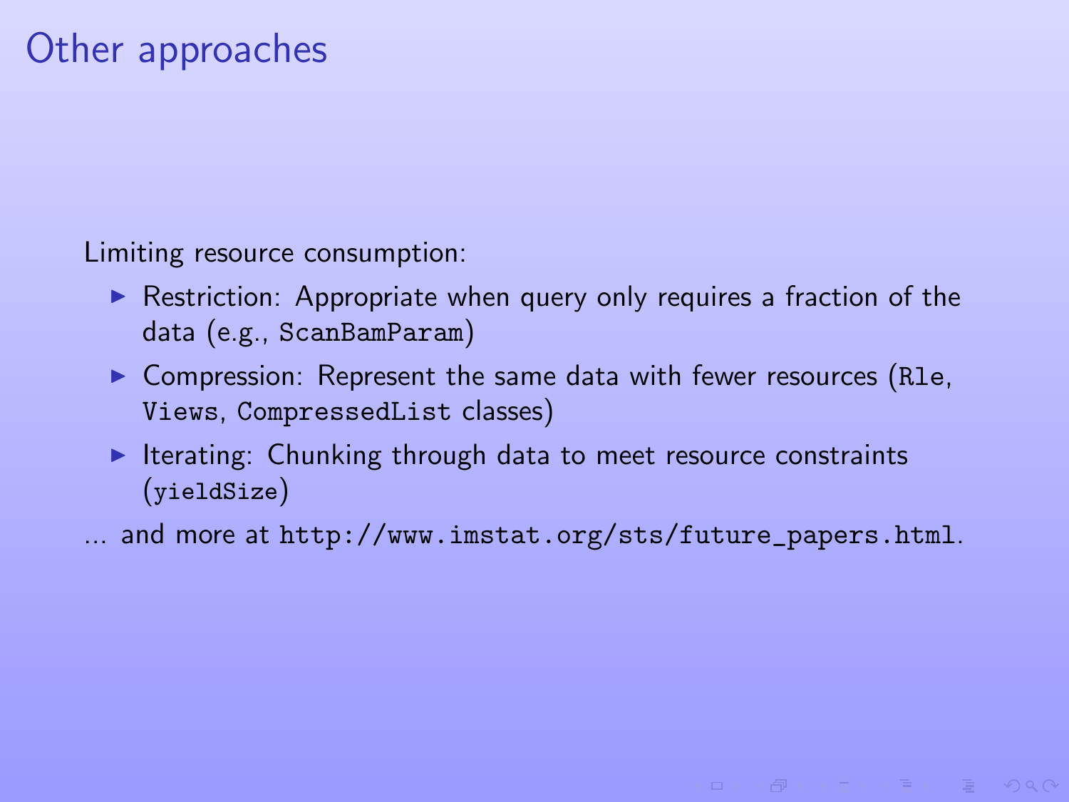# Other approaches

Limiting resource consumption:

- Restriction: Appropriate when query only requires a fraction of the data (e.g., `ScanBamParam`)
- Compression: Represent the same data with fewer resources (`Rle`, `Views`, `CompressedList` classes)
- Iterating: Chunking through data to meet resource constraints (`yieldSize`)

... and more at `http://www.imstat.org/sts/future_papers.html`.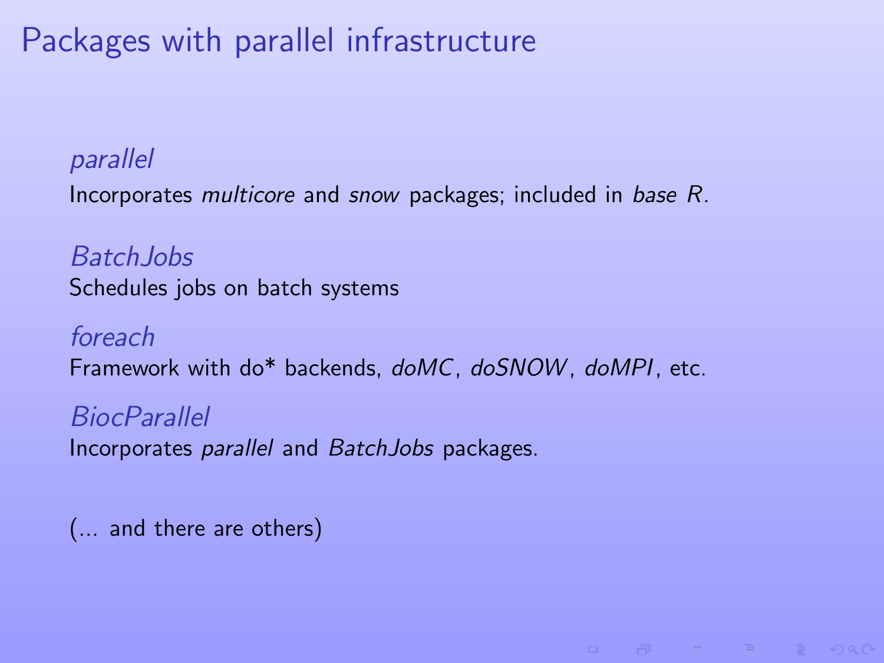# Packages with parallel infrastructure

*parallel*

Incorporates *multicore* and *snow* packages; included in *base R*.

*BatchJobs*

Schedules jobs on batch systems

*foreach*

Framework with do* backends, *doMC*, *doSNOW*, *doMPI*, etc.

*BiocParallel*

Incorporates *parallel* and *BatchJobs* packages.

(... and there are others)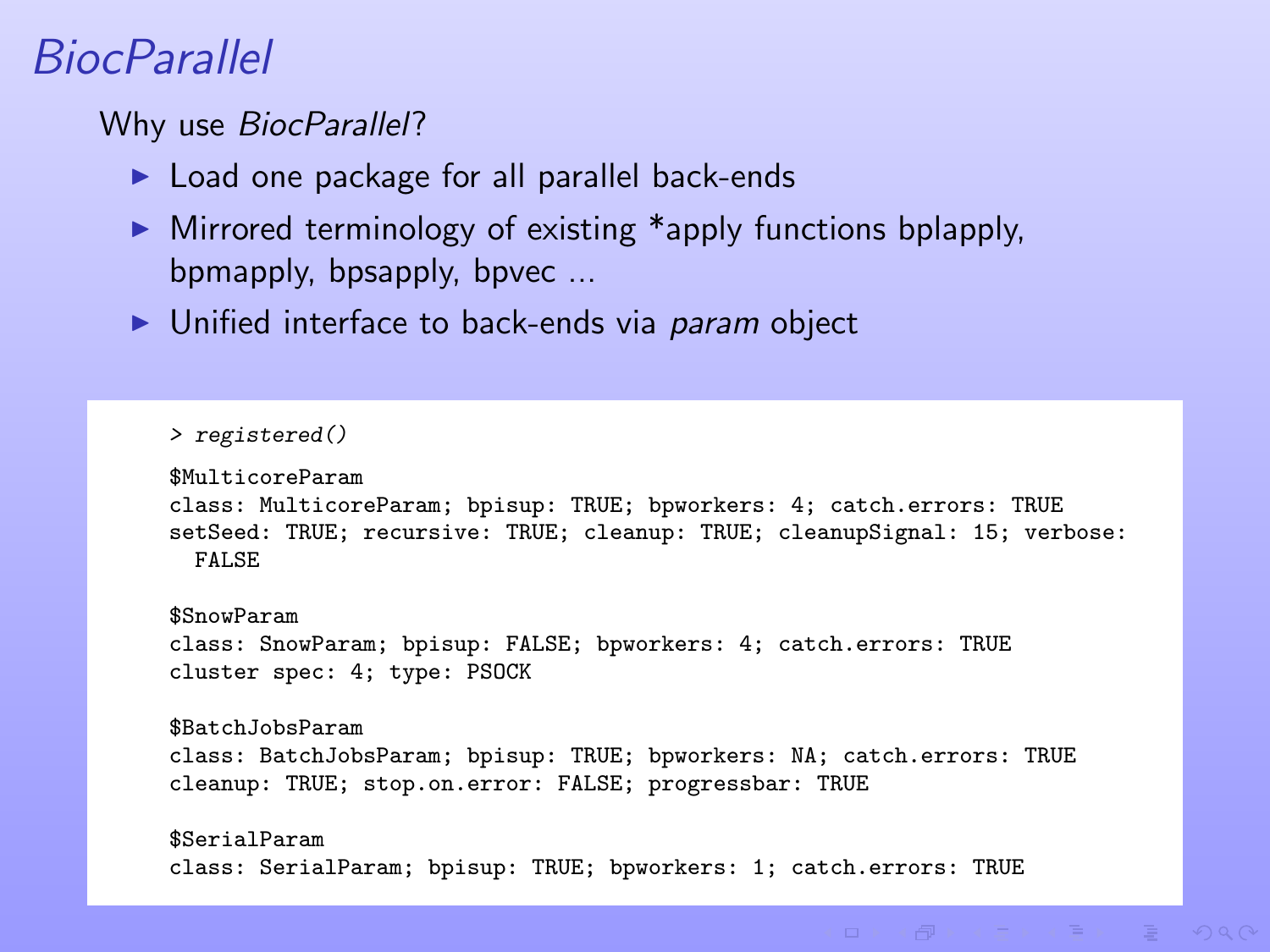# *BiocParallel*

Why use *BiocParallel*?

- Load one package for all parallel back-ends
- Mirrored terminology of existing *apply functions bplapply, bpmapply, bpsapply, bpvec ...
- Unified interface to back-ends via *param* object

```
> registered()

$MulticoreParam
class: MulticoreParam; bpisup: TRUE; bpworkers: 4; catch.errors: TRUE
setSeed: TRUE; recursive: TRUE; cleanup: TRUE; cleanupSignal: 15; verbose:
  FALSE

$SnowParam
class: SnowParam; bpisup: FALSE; bpworkers: 4; catch.errors: TRUE
cluster spec: 4; type: PSOCK

$BatchJobsParam
class: BatchJobsParam; bpisup: TRUE; bpworkers: NA; catch.errors: TRUE
cleanup: TRUE; stop.on.error: FALSE; progressbar: TRUE

$SerialParam
class: SerialParam; bpisup: TRUE; bpworkers: 1; catch.errors: TRUE
```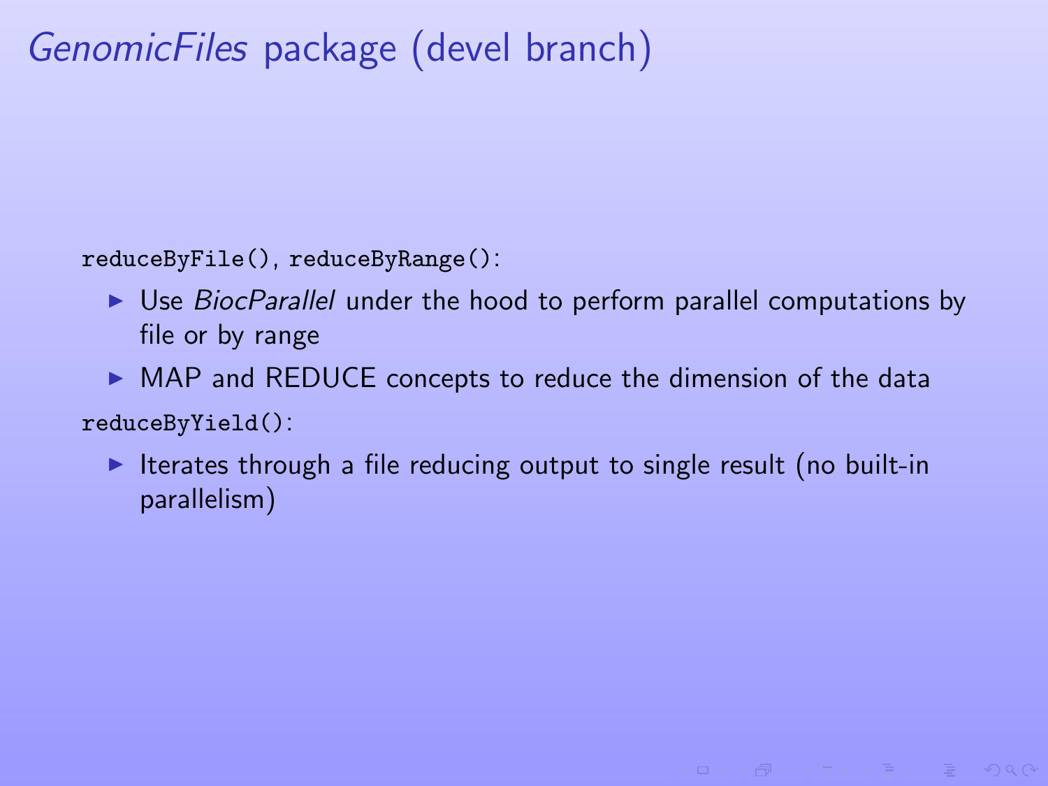# *GenomicFiles* package (devel branch)

`reduceByFile()`, `reduceByRange()`:

- Use *BiocParallel* under the hood to perform parallel computations by file or by range
- MAP and REDUCE concepts to reduce the dimension of the data

`reduceByYield()`:

- Iterates through a file reducing output to single result (no built-in parallelism)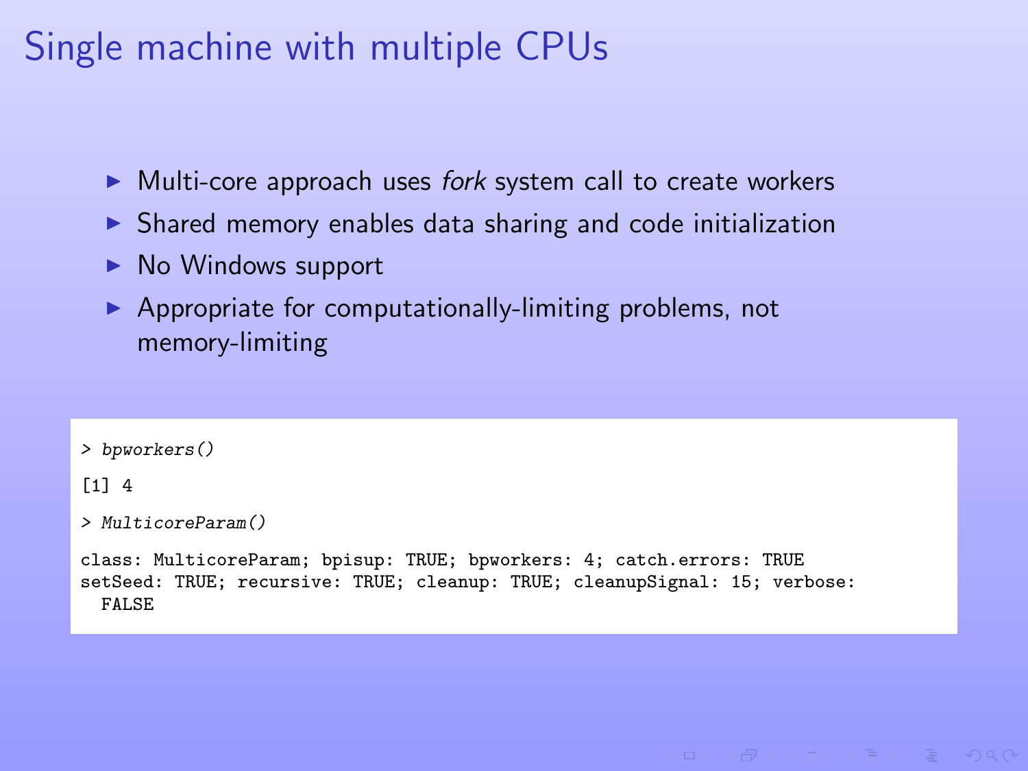# Single machine with multiple CPUs

- Multi-core approach uses *fork* system call to create workers
- Shared memory enables data sharing and code initialization
- No Windows support
- Appropriate for computationally-limiting problems, not memory-limiting

```
> bpworkers()
[1] 4
> MulticoreParam()
class: MulticoreParam; bpisup: TRUE; bpworkers: 4; catch.errors: TRUE
setSeed: TRUE; recursive: TRUE; cleanup: TRUE; cleanupSignal: 15; verbose:
  FALSE
```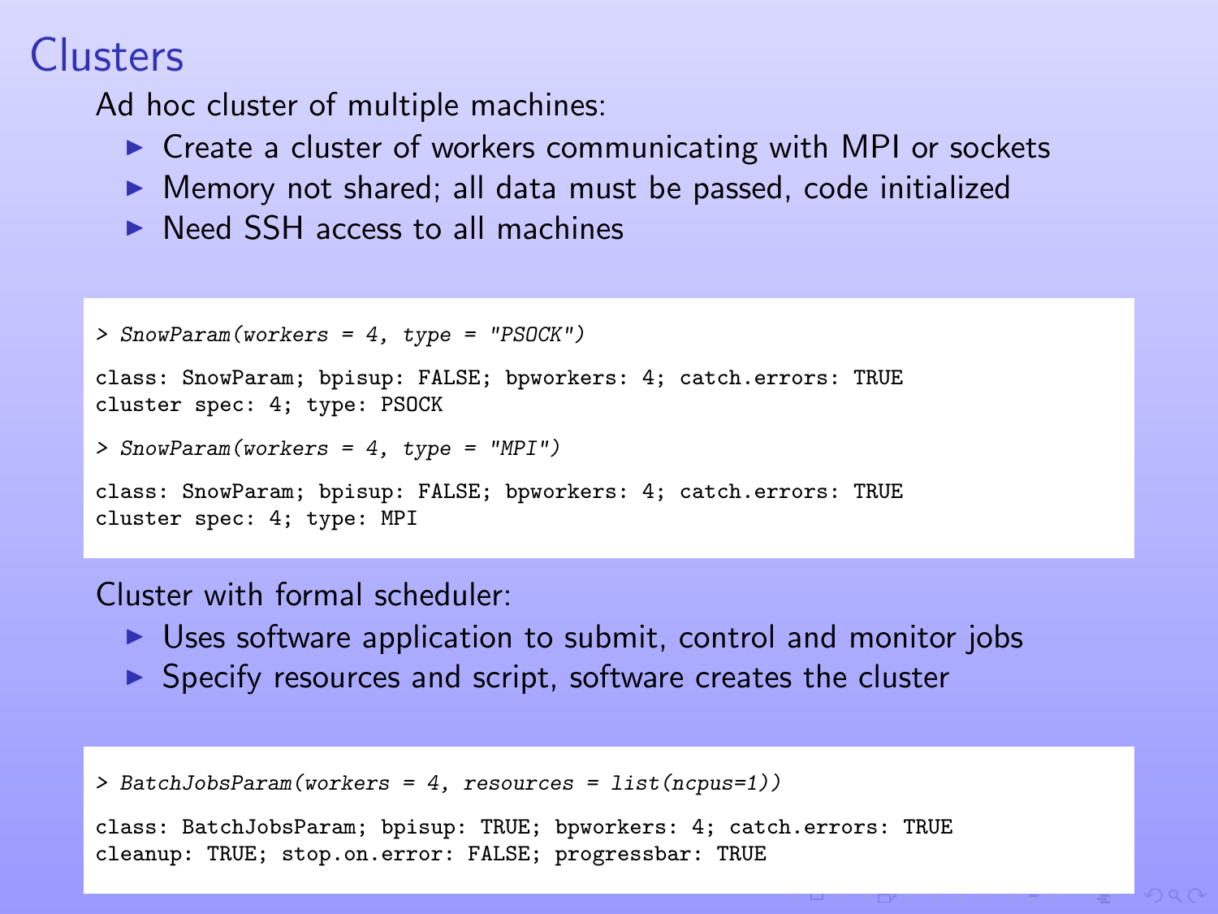# Clusters

Ad hoc cluster of multiple machines:

- Create a cluster of workers communicating with MPI or sockets
- Memory not shared; all data must be passed, code initialized
- Need SSH access to all machines

```
> SnowParam(workers = 4, type = "PSOCK")

class: SnowParam; bpisup: FALSE; bpworkers: 4; catch.errors: TRUE
cluster spec: 4; type: PSOCK

> SnowParam(workers = 4, type = "MPI")

class: SnowParam; bpisup: FALSE; bpworkers: 4; catch.errors: TRUE
cluster spec: 4; type: MPI
```

Cluster with formal scheduler:

- Uses software application to submit, control and monitor jobs
- Specify resources and script, software creates the cluster

```
> BatchJobsParam(workers = 4, resources = list(ncpus=1))

class: BatchJobsParam; bpisup: TRUE; bpworkers: 4; catch.errors: TRUE
cleanup: TRUE; stop.on.error: FALSE; progressbar: TRUE
```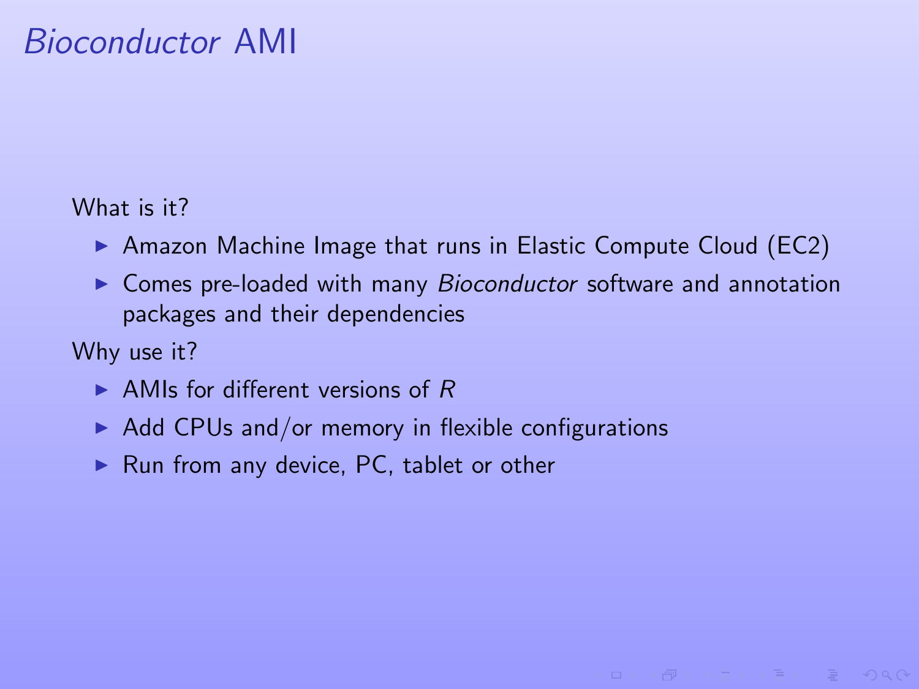# *Bioconductor* AMI

What is it?

- Amazon Machine Image that runs in Elastic Compute Cloud (EC2)
- Comes pre-loaded with many *Bioconductor* software and annotation packages and their dependencies

Why use it?

- AMIs for different versions of *R*
- Add CPUs and/or memory in flexible configurations
- Run from any device, PC, tablet or other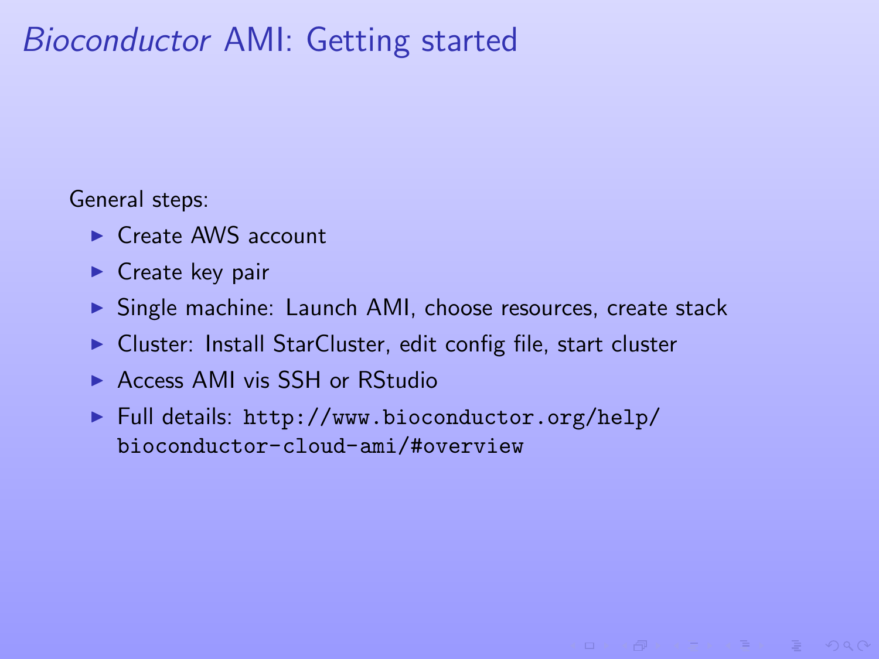# *Bioconductor* AMI: Getting started

General steps:

- Create AWS account
- Create key pair
- Single machine: Launch AMI, choose resources, create stack
- Cluster: Install StarCluster, edit config file, start cluster
- Access AMI vis SSH or RStudio
- Full details: `http://www.bioconductor.org/help/bioconductor-cloud-ami/#overview`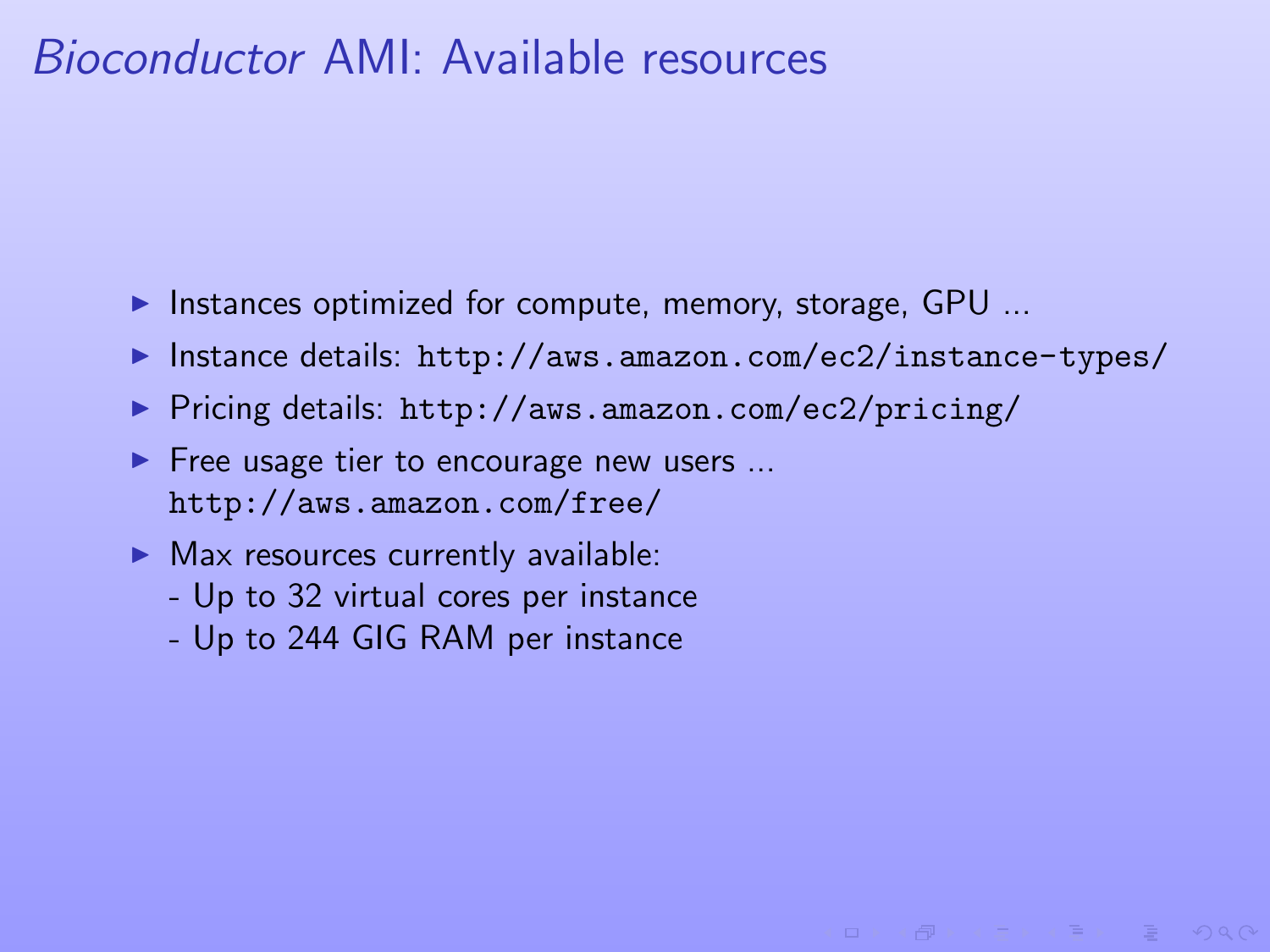# *Bioconductor* AMI: Available resources

- Instances optimized for compute, memory, storage, GPU ...
- Instance details: `http://aws.amazon.com/ec2/instance-types/`
- Pricing details: `http://aws.amazon.com/ec2/pricing/`
- Free usage tier to encourage new users ...
  `http://aws.amazon.com/free/`
- Max resources currently available:
  - Up to 32 virtual cores per instance
  - Up to 244 GIG RAM per instance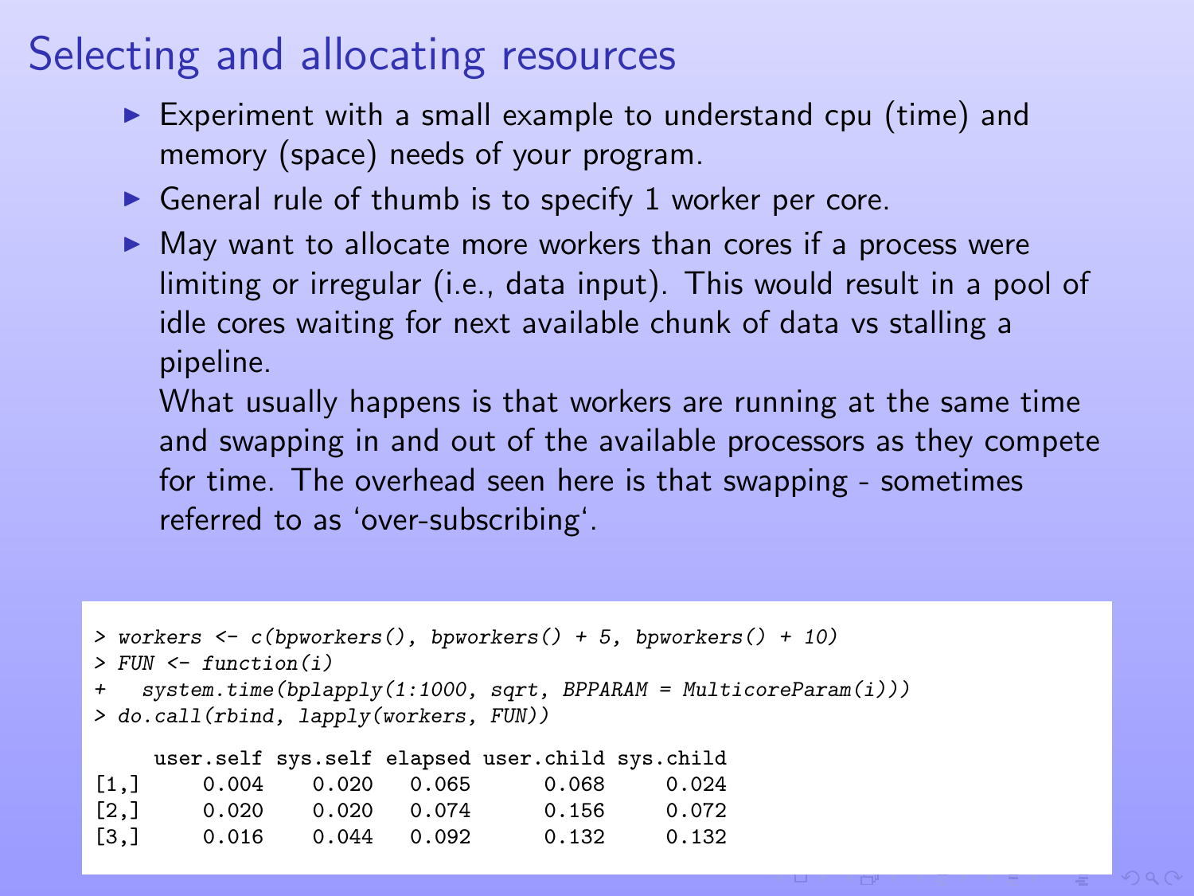# Selecting and allocating resources

- Experiment with a small example to understand cpu (time) and memory (space) needs of your program.
- General rule of thumb is to specify 1 worker per core.
- May want to allocate more workers than cores if a process were limiting or irregular (i.e., data input). This would result in a pool of idle cores waiting for next available chunk of data vs stalling a pipeline.

  What usually happens is that workers are running at the same time and swapping in and out of the available processors as they compete for time. The overhead seen here is that swapping - sometimes referred to as 'over-subscribing'.

```
> workers <- c(bpworkers(), bpworkers() + 5, bpworkers() + 10)
> FUN <- function(i)
+   system.time(bplapply(1:1000, sqrt, BPPARAM = MulticoreParam(i)))
> do.call(rbind, lapply(workers, FUN))

     user.self sys.self elapsed user.child sys.child
[1,]     0.004    0.020   0.065      0.068     0.024
[2,]     0.020    0.020   0.074      0.156     0.072
[3,]     0.016    0.044   0.092      0.132     0.132
```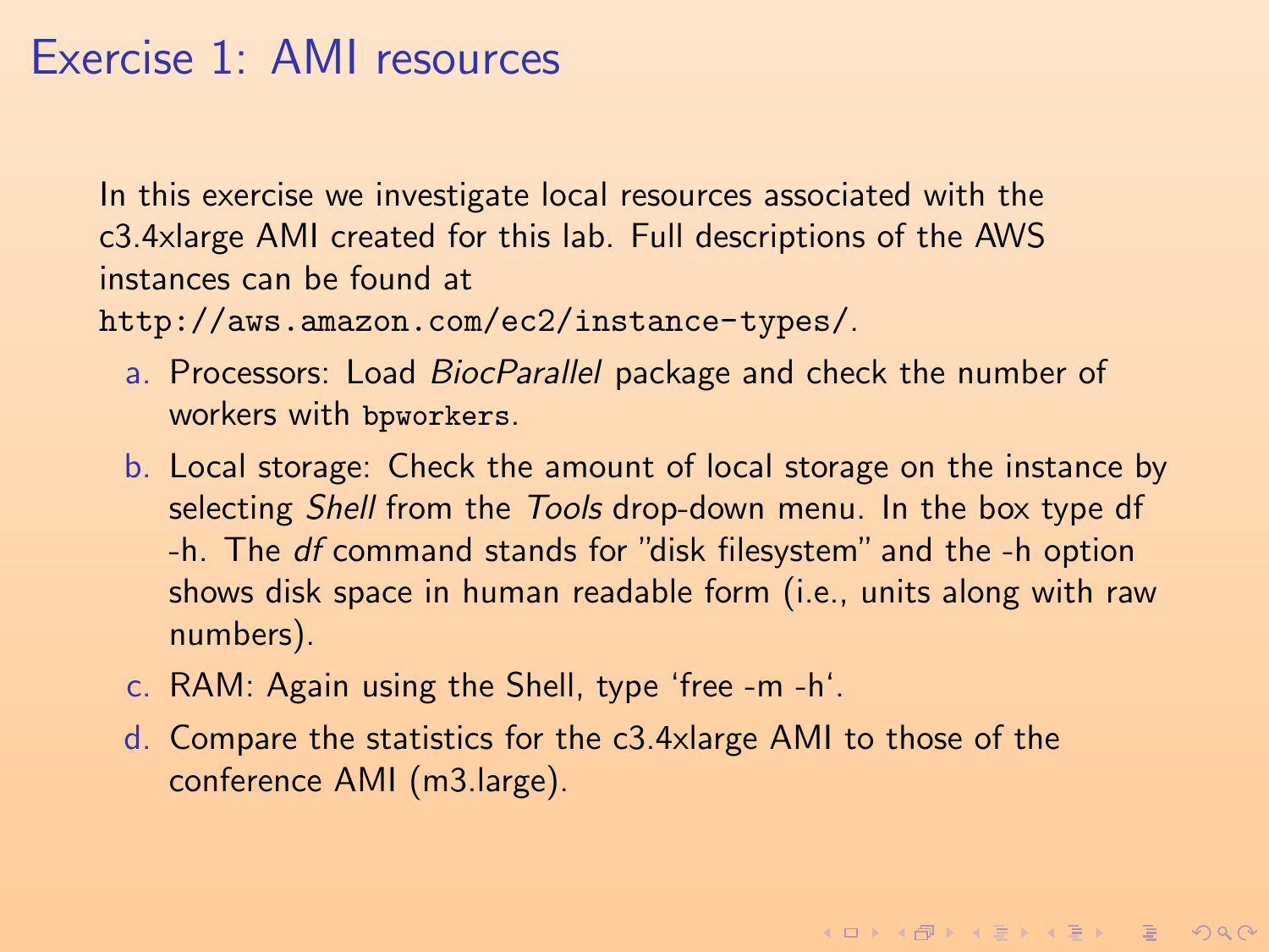# Exercise 1: AMI resources

In this exercise we investigate local resources associated with the c3.4xlarge AMI created for this lab. Full descriptions of the AWS instances can be found at `http://aws.amazon.com/ec2/instance-types/`.

a. Processors: Load *BiocParallel* package and check the number of workers with `bpworkers`.

b. Local storage: Check the amount of local storage on the instance by selecting *Shell* from the *Tools* drop-down menu. In the box type df -h. The *df* command stands for "disk filesystem" and the -h option shows disk space in human readable form (i.e., units along with raw numbers).

c. RAM: Again using the Shell, type 'free -m -h'.

d. Compare the statistics for the c3.4xlarge AMI to those of the conference AMI (m3.large).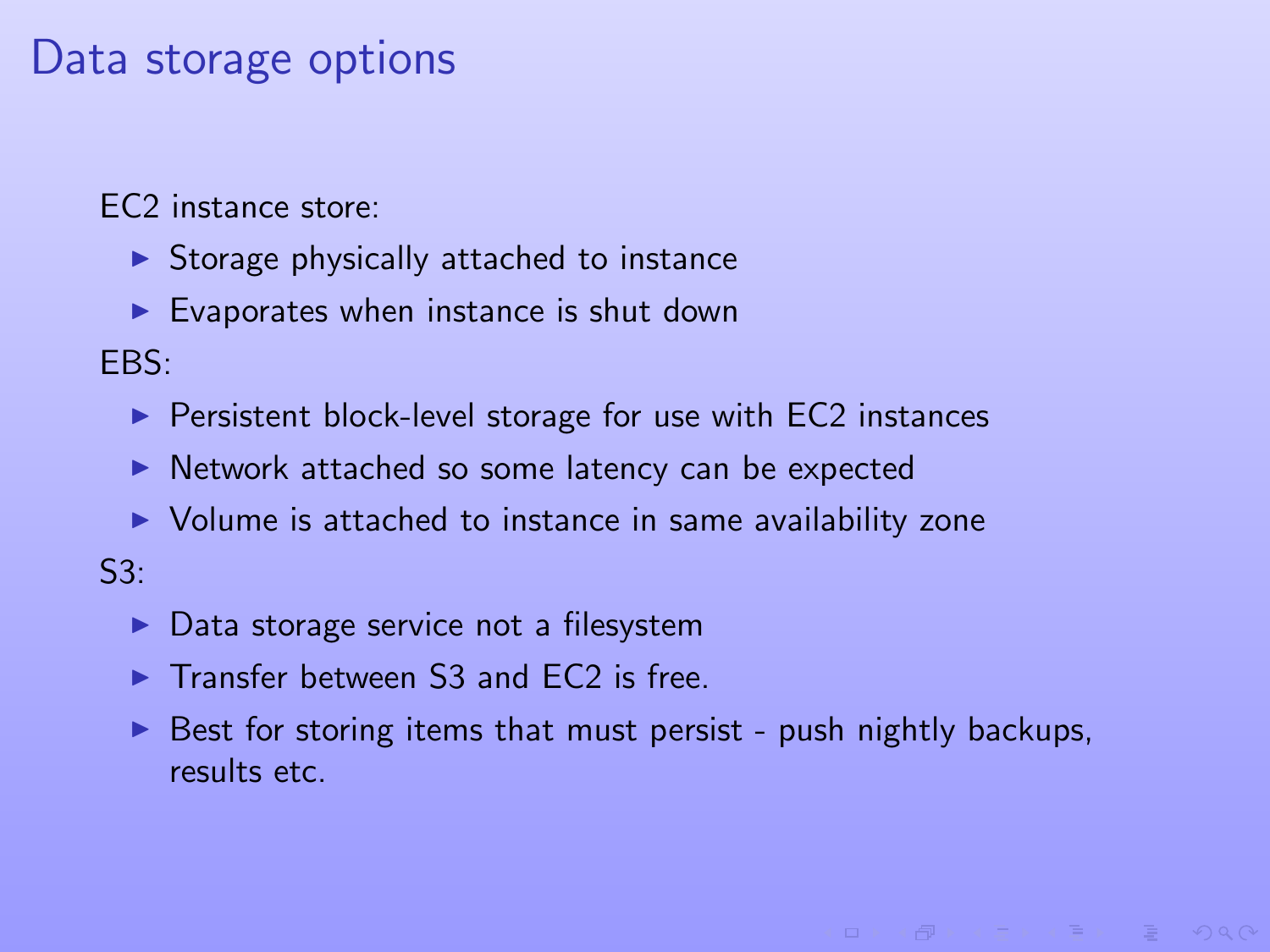# Data storage options

EC2 instance store:

- Storage physically attached to instance
- Evaporates when instance is shut down

EBS:

- Persistent block-level storage for use with EC2 instances
- Network attached so some latency can be expected
- Volume is attached to instance in same availability zone

S3:

- Data storage service not a filesystem
- Transfer between S3 and EC2 is free.
- Best for storing items that must persist - push nightly backups, results etc.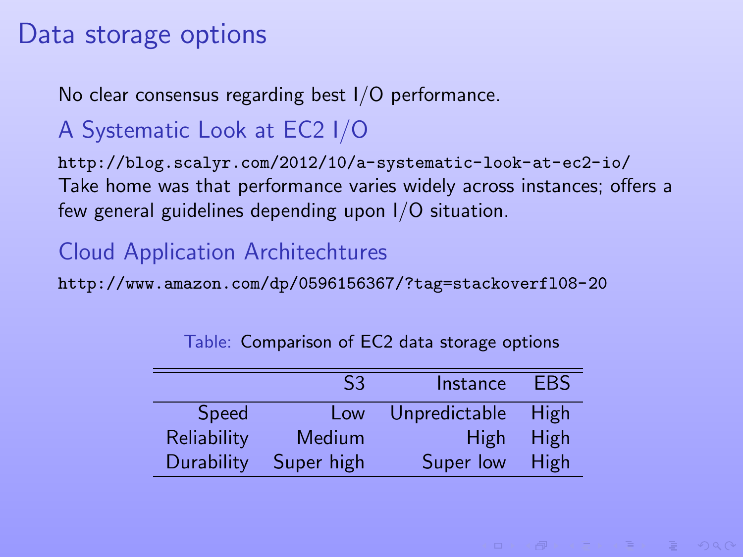# Data storage options

No clear consensus regarding best I/O performance.

### A Systematic Look at EC2 I/O

`http://blog.scalyr.com/2012/10/a-systematic-look-at-ec2-io/`
Take home was that performance varies widely across instances; offers a few general guidelines depending upon I/O situation.

### Cloud Application Architechtures

`http://www.amazon.com/dp/0596156367/?tag=stackoverfl08-20`

Table: Comparison of EC2 data storage options

| | S3 | Instance | EBS |
|---:|---:|---:|---|
| Speed | Low | Unpredictable | High |
| Reliability | Medium | High | High |
| Durability | Super high | Super low | High |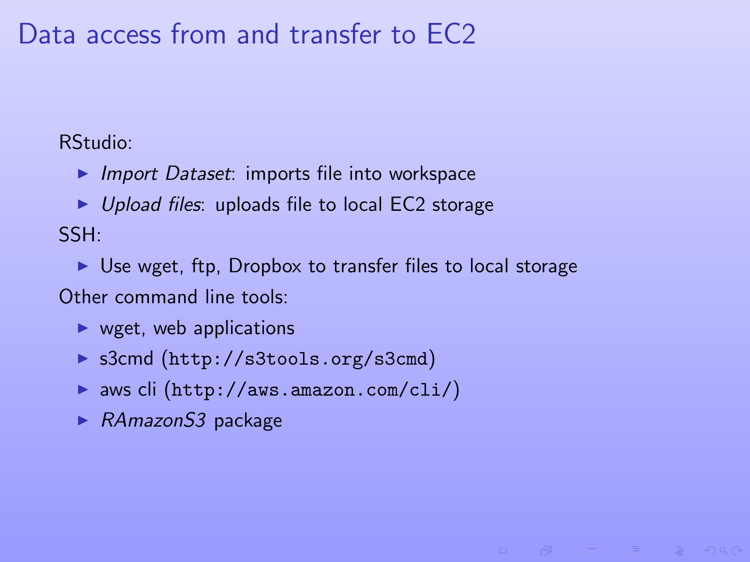# Data access from and transfer to EC2

RStudio:

- *Import Dataset*: imports file into workspace
- *Upload files*: uploads file to local EC2 storage

SSH:

- Use wget, ftp, Dropbox to transfer files to local storage

Other command line tools:

- wget, web applications
- s3cmd (`http://s3tools.org/s3cmd`)
- aws cli (`http://aws.amazon.com/cli/`)
- *RAmazonS3* package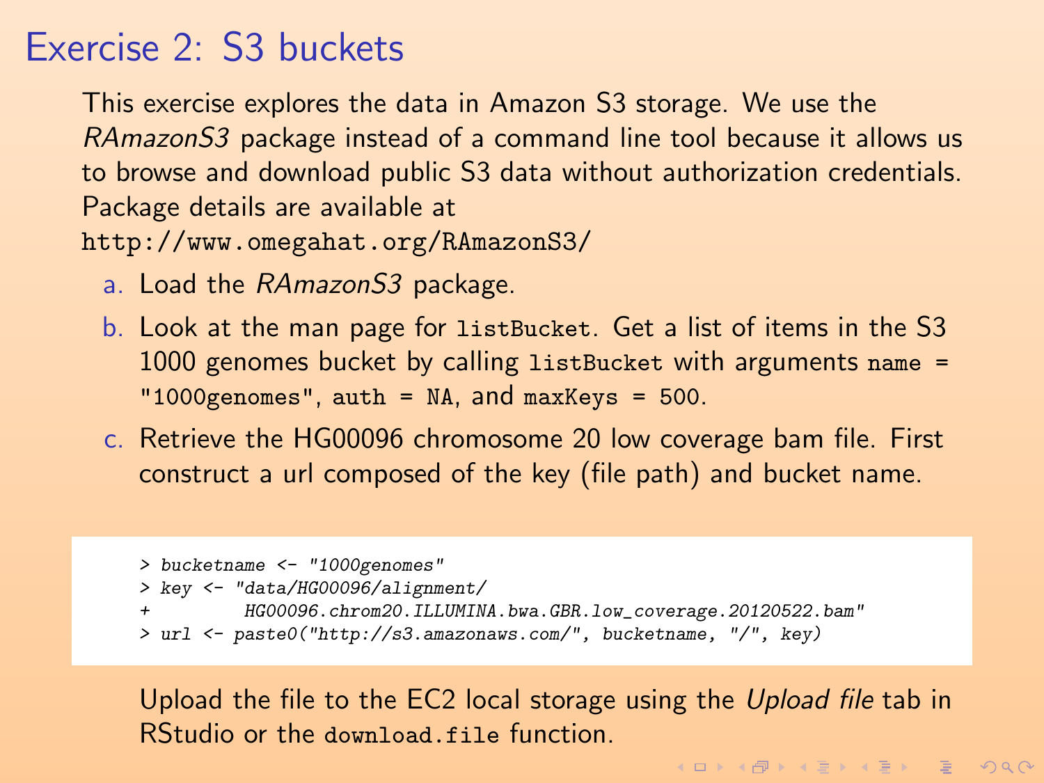# Exercise 2: S3 buckets

This exercise explores the data in Amazon S3 storage. We use the *RAmazonS3* package instead of a command line tool because it allows us to browse and download public S3 data without authorization credentials. Package details are available at
`http://www.omegahat.org/RAmazonS3/`

a. Load the *RAmazonS3* package.

b. Look at the man page for `listBucket`. Get a list of items in the S3 1000 genomes bucket by calling `listBucket` with arguments `name = "1000genomes"`, `auth = NA`, and `maxKeys = 500`.

c. Retrieve the HG00096 chromosome 20 low coverage bam file. First construct a url composed of the key (file path) and bucket name.

```
> bucketname <- "1000genomes"
> key <- "data/HG00096/alignment/
+         HG00096.chrom20.ILLUMINA.bwa.GBR.low_coverage.20120522.bam"
> url <- paste0("http://s3.amazonaws.com/", bucketname, "/", key)
```

Upload the file to the EC2 local storage using the *Upload file* tab in RStudio or the `download.file` function.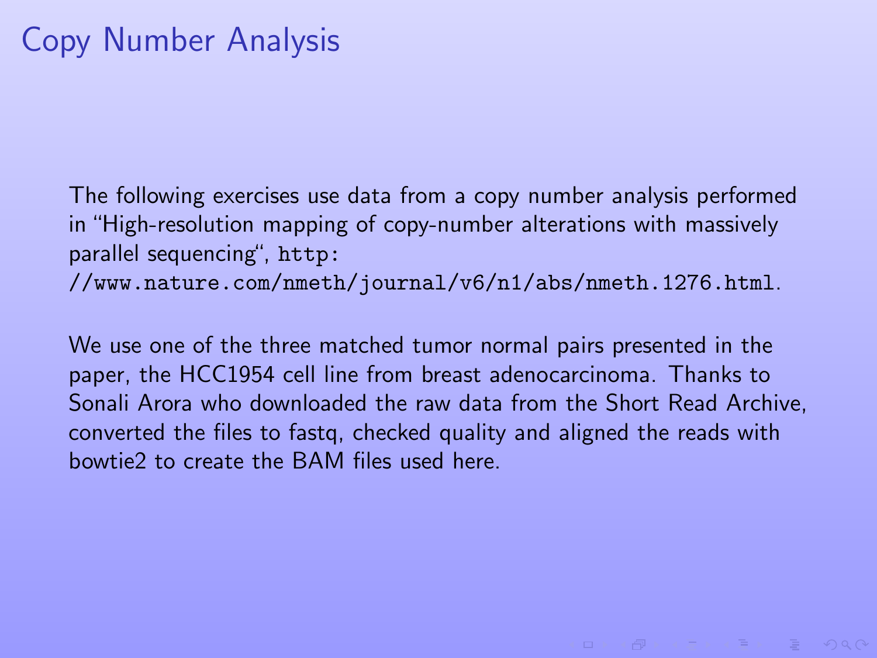# Copy Number Analysis

The following exercises use data from a copy number analysis performed in "High-resolution mapping of copy-number alterations with massively parallel sequencing", http://www.nature.com/nmeth/journal/v6/n1/abs/nmeth.1276.html.

We use one of the three matched tumor normal pairs presented in the paper, the HCC1954 cell line from breast adenocarcinoma. Thanks to Sonali Arora who downloaded the raw data from the Short Read Archive, converted the files to fastq, checked quality and aligned the reads with bowtie2 to create the BAM files used here.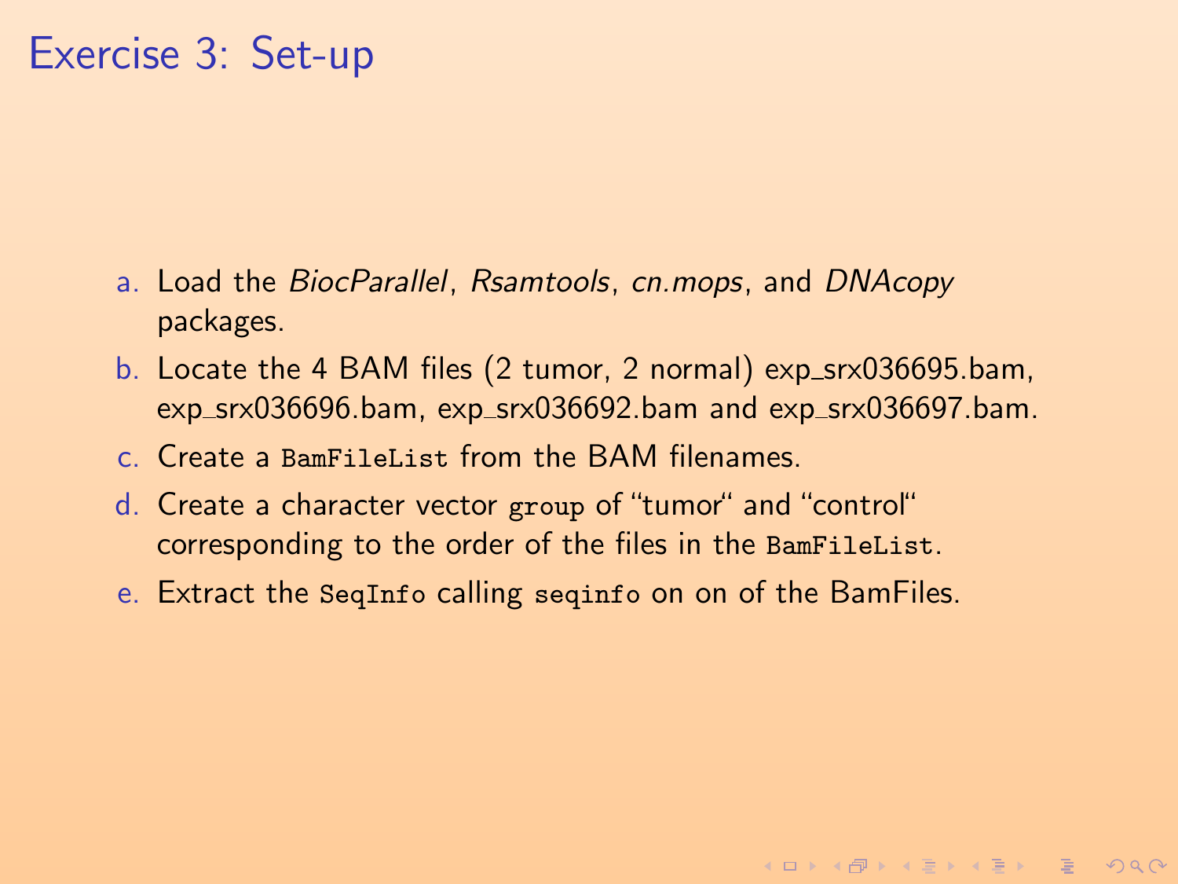# Exercise 3: Set-up

a. Load the *BiocParallel*, *Rsamtools*, *cn.mops*, and *DNAcopy* packages.

b. Locate the 4 BAM files (2 tumor, 2 normal) exp_srx036695.bam, exp_srx036696.bam, exp_srx036692.bam and exp_srx036697.bam.

c. Create a `BamFileList` from the BAM filenames.

d. Create a character vector `group` of "tumor" and "control" corresponding to the order of the files in the `BamFileList`.

e. Extract the `SeqInfo` calling `seqinfo` on on of the BamFiles.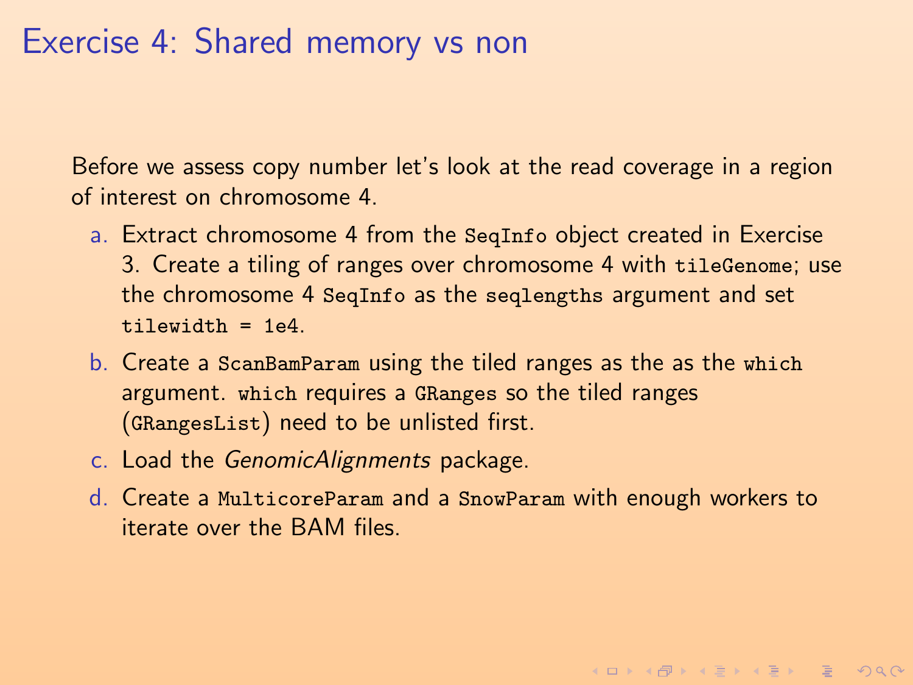# Exercise 4: Shared memory vs non

Before we assess copy number let's look at the read coverage in a region of interest on chromosome 4.

a. Extract chromosome 4 from the `SeqInfo` object created in Exercise 3. Create a tiling of ranges over chromosome 4 with `tileGenome`; use the chromosome 4 `SeqInfo` as the `seqlengths` argument and set `tilewidth = 1e4`.

b. Create a `ScanBamParam` using the tiled ranges as the as the `which` argument. `which` requires a `GRanges` so the tiled ranges (`GRangesList`) need to be unlisted first.

c. Load the *GenomicAlignments* package.

d. Create a `MulticoreParam` and a `SnowParam` with enough workers to iterate over the BAM files.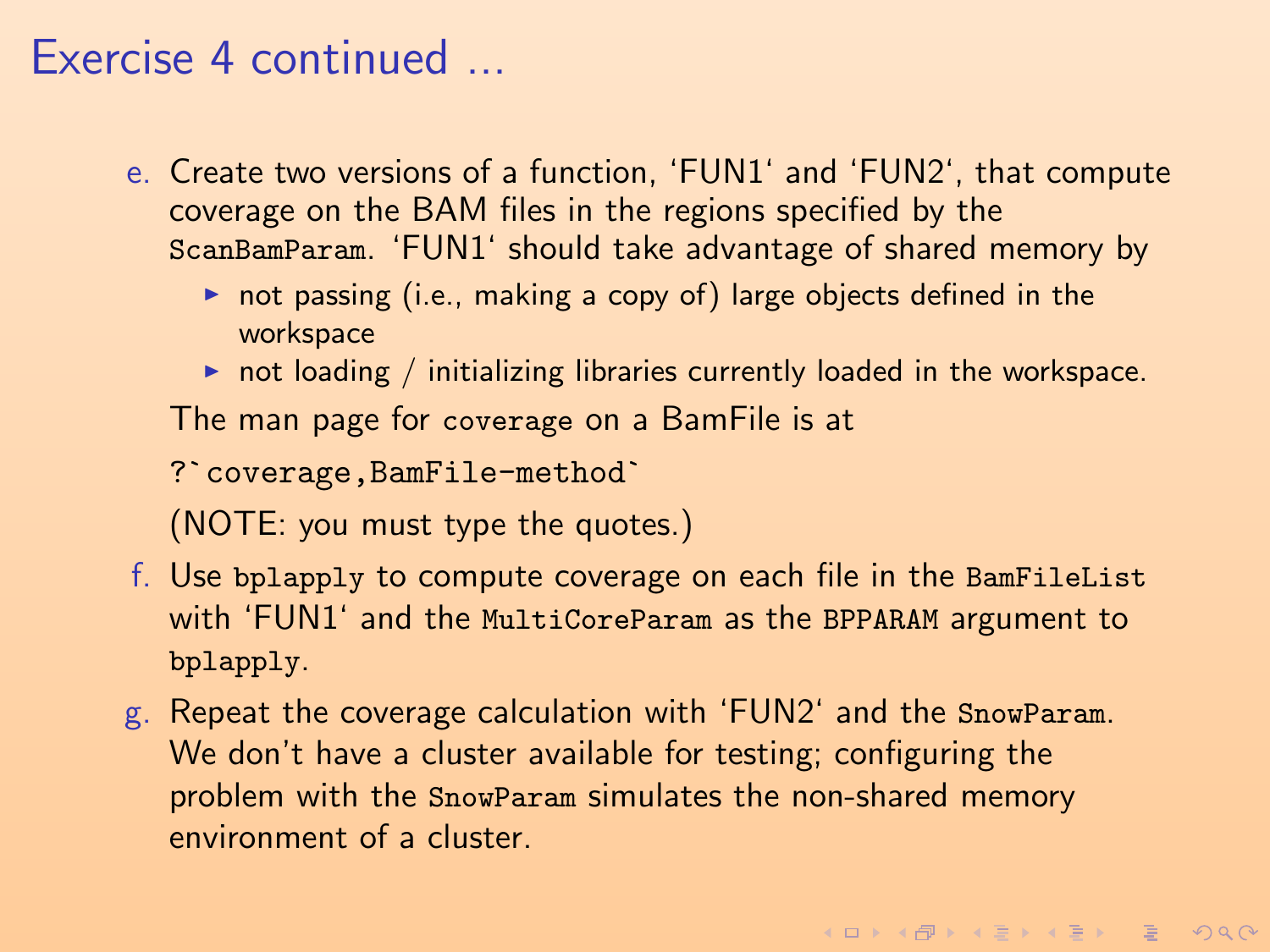# Exercise 4 continued ...

e. Create two versions of a function, ‘FUN1‘ and ‘FUN2‘, that compute coverage on the BAM files in the regions specified by the `ScanBamParam`. ‘FUN1‘ should take advantage of shared memory by

   - not passing (i.e., making a copy of) large objects defined in the workspace
   - not loading / initializing libraries currently loaded in the workspace.

   The man page for `coverage` on a BamFile is at

   ```
   ?`coverage,BamFile-method`
   ```

   (NOTE: you must type the quotes.)

f. Use `bplapply` to compute coverage on each file in the `BamFileList` with ‘FUN1‘ and the `MultiCoreParam` as the `BPPARAM` argument to `bplapply`.

g. Repeat the coverage calculation with ‘FUN2‘ and the `SnowParam`. We don't have a cluster available for testing; configuring the problem with the `SnowParam` simulates the non-shared memory environment of a cluster.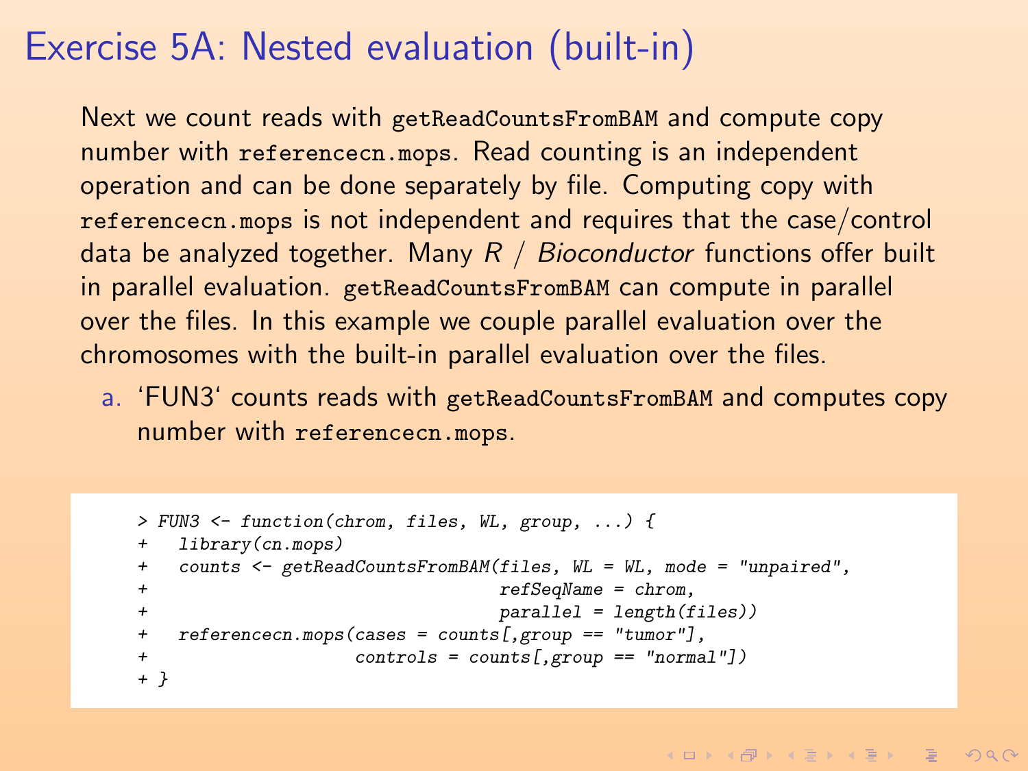# Exercise 5A: Nested evaluation (built-in)

Next we count reads with `getReadCountsFromBAM` and compute copy number with `referencecn.mops`. Read counting is an independent operation and can be done separately by file. Computing copy with `referencecn.mops` is not independent and requires that the case/control data be analyzed together. Many *R* / *Bioconductor* functions offer built in parallel evaluation. `getReadCountsFromBAM` can compute in parallel over the files. In this example we couple parallel evaluation over the chromosomes with the built-in parallel evaluation over the files.

a. 'FUN3' counts reads with `getReadCountsFromBAM` and computes copy number with `referencecn.mops`.

```
> FUN3 <- function(chrom, files, WL, group, ...) {
+   library(cn.mops)
+   counts <- getReadCountsFromBAM(files, WL = WL, mode = "unpaired",
+                                  refSeqName = chrom,
+                                  parallel = length(files))
+   referencecn.mops(cases = counts[,group == "tumor"],
+                    controls = counts[,group == "normal"])
+ }
```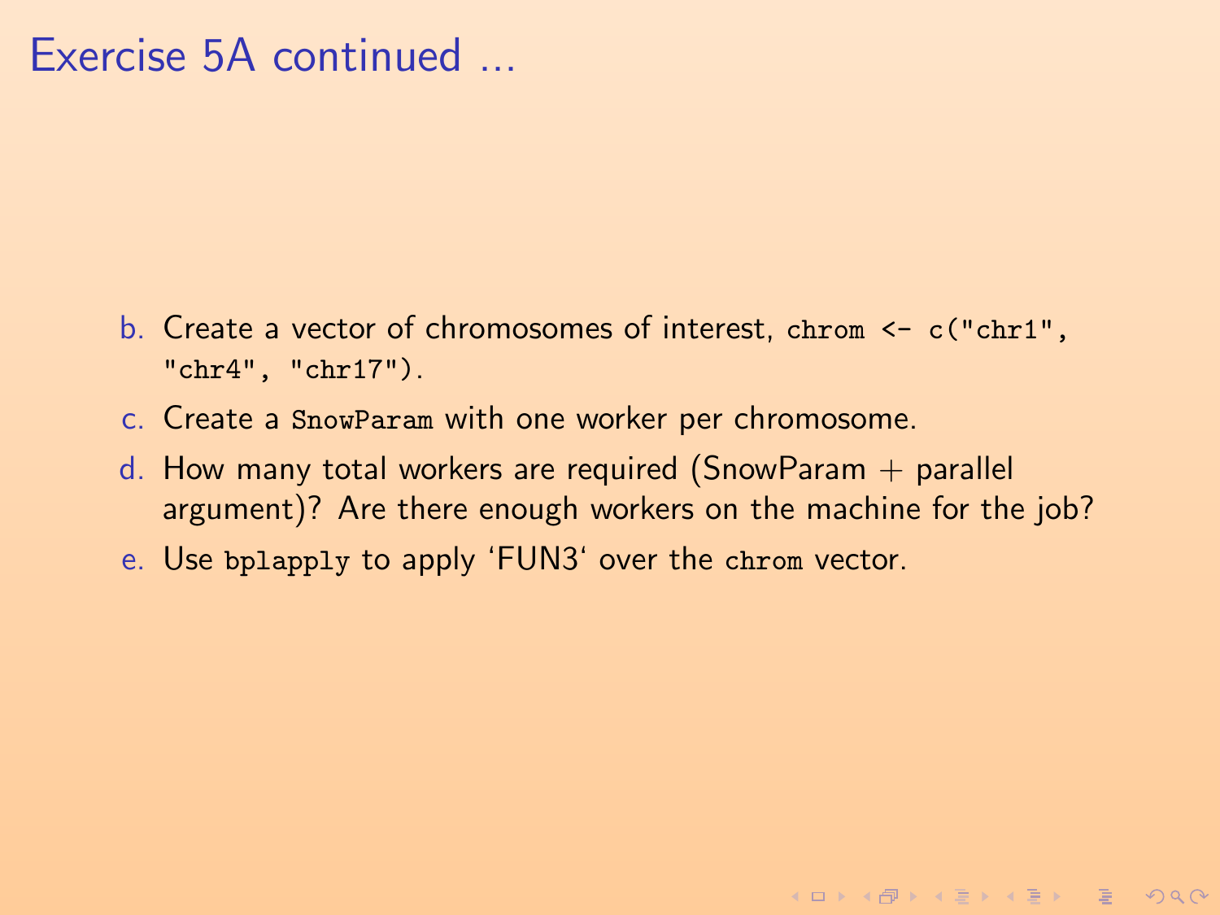# Exercise 5A continued ...

b. Create a vector of chromosomes of interest, `chrom <- c("chr1", "chr4", "chr17")`.

c. Create a `SnowParam` with one worker per chromosome.

d. How many total workers are required (SnowParam + parallel argument)? Are there enough workers on the machine for the job?

e. Use `bplapply` to apply 'FUN3' over the `chrom` vector.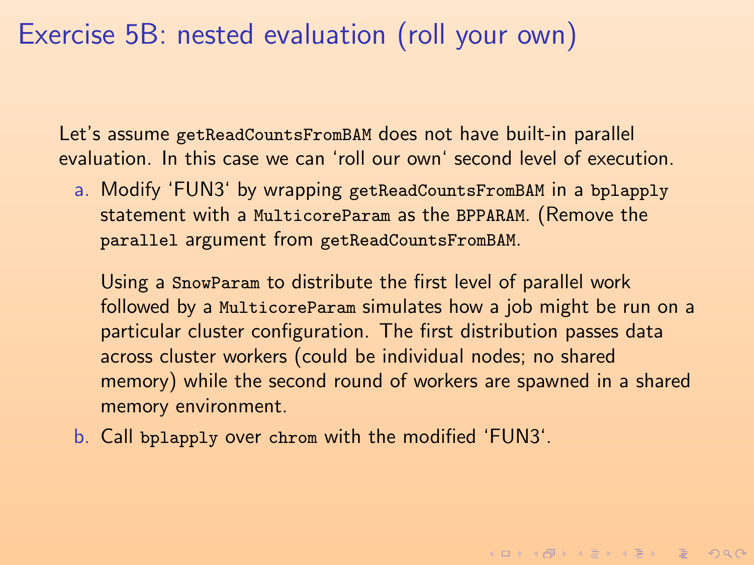# Exercise 5B: nested evaluation (roll your own)

Let's assume `getReadCountsFromBAM` does not have built-in parallel evaluation. In this case we can 'roll our own' second level of execution.

a. Modify 'FUN3' by wrapping `getReadCountsFromBAM` in a `bplapply` statement with a `MulticoreParam` as the `BPPARAM`. (Remove the `parallel` argument from `getReadCountsFromBAM`.

   Using a `SnowParam` to distribute the first level of parallel work followed by a `MulticoreParam` simulates how a job might be run on a particular cluster configuration. The first distribution passes data across cluster workers (could be individual nodes; no shared memory) while the second round of workers are spawned in a shared memory environment.

b. Call `bplapply` over `chrom` with the modified 'FUN3'.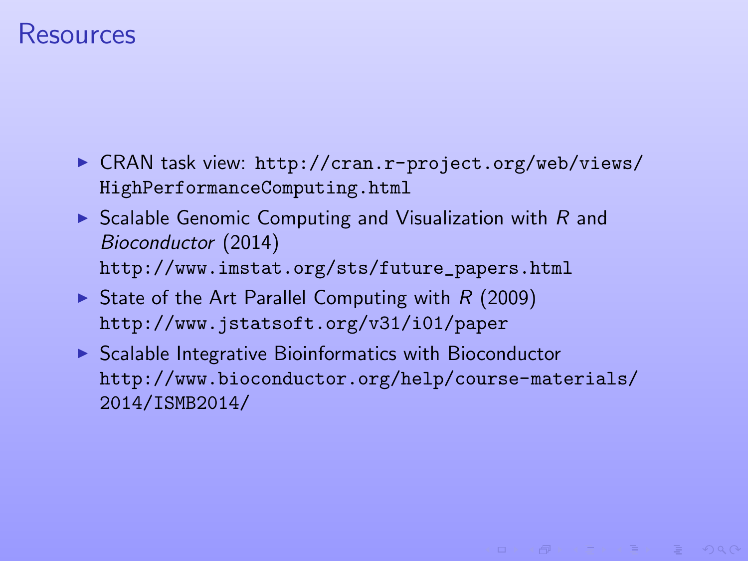# Resources

- CRAN task view: http://cran.r-project.org/web/views/HighPerformanceComputing.html
- Scalable Genomic Computing and Visualization with *R* and *Bioconductor* (2014) http://www.imstat.org/sts/future_papers.html
- State of the Art Parallel Computing with *R* (2009) http://www.jstatsoft.org/v31/i01/paper
- Scalable Integrative Bioinformatics with Bioconductor http://www.bioconductor.org/help/course-materials/2014/ISMB2014/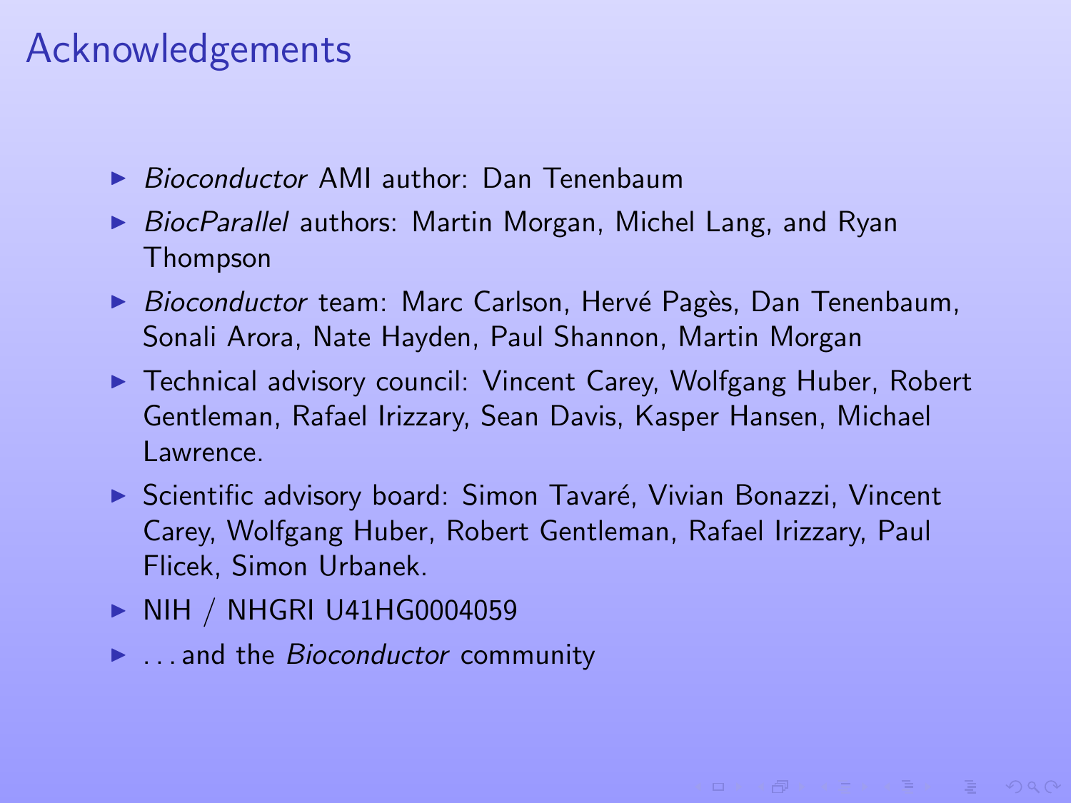# Acknowledgements

- *Bioconductor* AMI author: Dan Tenenbaum
- *BiocParallel* authors: Martin Morgan, Michel Lang, and Ryan Thompson
- *Bioconductor* team: Marc Carlson, Hervé Pagès, Dan Tenenbaum, Sonali Arora, Nate Hayden, Paul Shannon, Martin Morgan
- Technical advisory council: Vincent Carey, Wolfgang Huber, Robert Gentleman, Rafael Irizzary, Sean Davis, Kasper Hansen, Michael Lawrence.
- Scientific advisory board: Simon Tavaré, Vivian Bonazzi, Vincent Carey, Wolfgang Huber, Robert Gentleman, Rafael Irizzary, Paul Flicek, Simon Urbanek.
- NIH / NHGRI U41HG0004059
- ... and the *Bioconductor* community